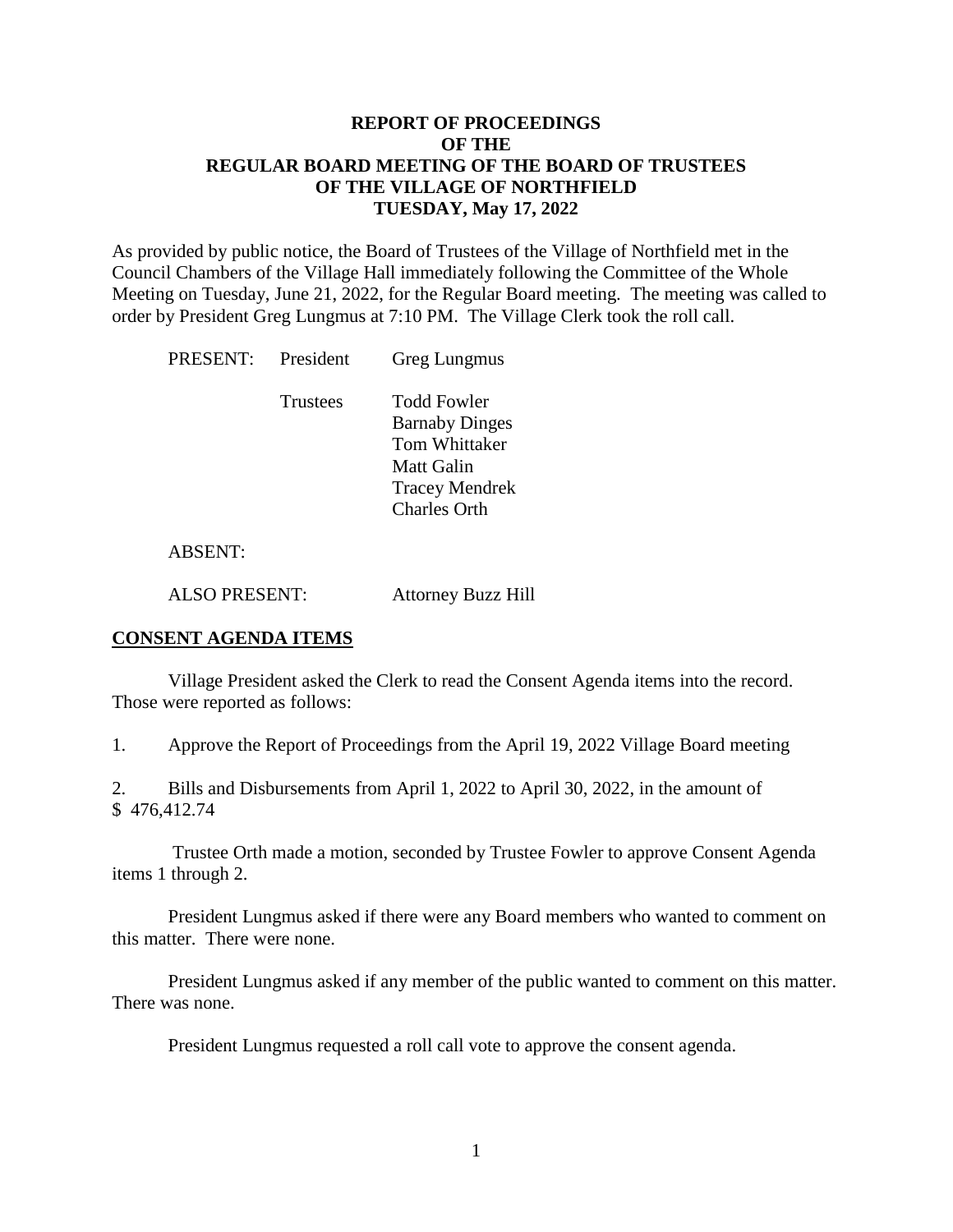# REPORT OF PROCEEDINGS OF THE REGULAR BOARD MEETING OF THE BOARD OF TRUSTEES OF THE VILLAGE OF NORTHFIELD TUESDAY, May 17, 2022

As provided by public notice, the Board of Trustees of the Village of Northfield met in the Council Chambers of the Village Hall immediately following the Committee of the Whole Meeting on Tuesday, June 21, 2022, for the Regular Board meeting. The meeting was called to order by President Greg Lungmus at 7:10 PM. The Village Clerk took the roll call.

PRESENT: President Greg Lungmus

Trustees Todd Fowler
Barnaby Dinges
Tom Whittaker
Matt Galin
Tracey Mendrek
Charles Orth

ABSENT:

ALSO PRESENT: Attorney Buzz Hill

## CONSENT AGENDA ITEMS

Village President asked the Clerk to read the Consent Agenda items into the record. Those were reported as follows:

1. Approve the Report of Proceedings from the April 19, 2022 Village Board meeting

2. Bills and Disbursements from April 1, 2022 to April 30, 2022, in the amount of $ 476,412.74

Trustee Orth made a motion, seconded by Trustee Fowler to approve Consent Agenda items 1 through 2.

President Lungmus asked if there were any Board members who wanted to comment on this matter. There were none.

President Lungmus asked if any member of the public wanted to comment on this matter. There was none.

President Lungmus requested a roll call vote to approve the consent agenda.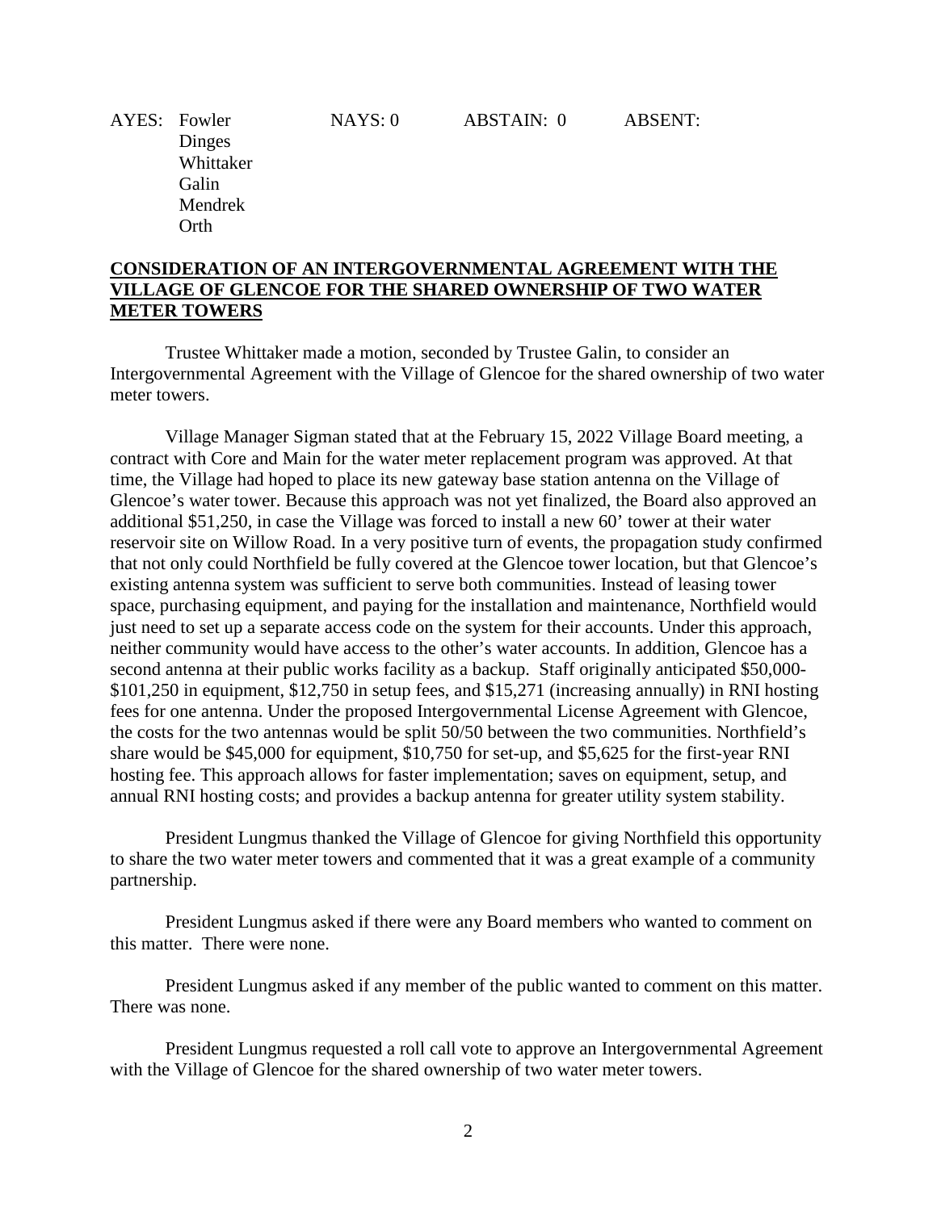| AYES: | NAYS: 0 | ABSTAIN: 0 | ABSENT: |
|---|---|---|---|
| Fowler | | | |
| Dinges | | | |
| Whittaker | | | |
| Galin | | | |
| Mendrek | | | |
| Orth | | | |

**CONSIDERATION OF AN INTERGOVERNMENTAL AGREEMENT WITH THE VILLAGE OF GLENCOE FOR THE SHARED OWNERSHIP OF TWO WATER METER TOWERS**

Trustee Whittaker made a motion, seconded by Trustee Galin, to consider an Intergovernmental Agreement with the Village of Glencoe for the shared ownership of two water meter towers.

Village Manager Sigman stated that at the February 15, 2022 Village Board meeting, a contract with Core and Main for the water meter replacement program was approved. At that time, the Village had hoped to place its new gateway base station antenna on the Village of Glencoe's water tower. Because this approach was not yet finalized, the Board also approved an additional $51,250, in case the Village was forced to install a new 60' tower at their water reservoir site on Willow Road. In a very positive turn of events, the propagation study confirmed that not only could Northfield be fully covered at the Glencoe tower location, but that Glencoe's existing antenna system was sufficient to serve both communities. Instead of leasing tower space, purchasing equipment, and paying for the installation and maintenance, Northfield would just need to set up a separate access code on the system for their accounts. Under this approach, neither community would have access to the other's water accounts. In addition, Glencoe has a second antenna at their public works facility as a backup. Staff originally anticipated $50,000-$101,250 in equipment, $12,750 in setup fees, and $15,271 (increasing annually) in RNI hosting fees for one antenna. Under the proposed Intergovernmental License Agreement with Glencoe, the costs for the two antennas would be split 50/50 between the two communities. Northfield's share would be $45,000 for equipment, $10,750 for set-up, and $5,625 for the first-year RNI hosting fee. This approach allows for faster implementation; saves on equipment, setup, and annual RNI hosting costs; and provides a backup antenna for greater utility system stability.

President Lungmus thanked the Village of Glencoe for giving Northfield this opportunity to share the two water meter towers and commented that it was a great example of a community partnership.

President Lungmus asked if there were any Board members who wanted to comment on this matter. There were none.

President Lungmus asked if any member of the public wanted to comment on this matter. There was none.

President Lungmus requested a roll call vote to approve an Intergovernmental Agreement with the Village of Glencoe for the shared ownership of two water meter towers.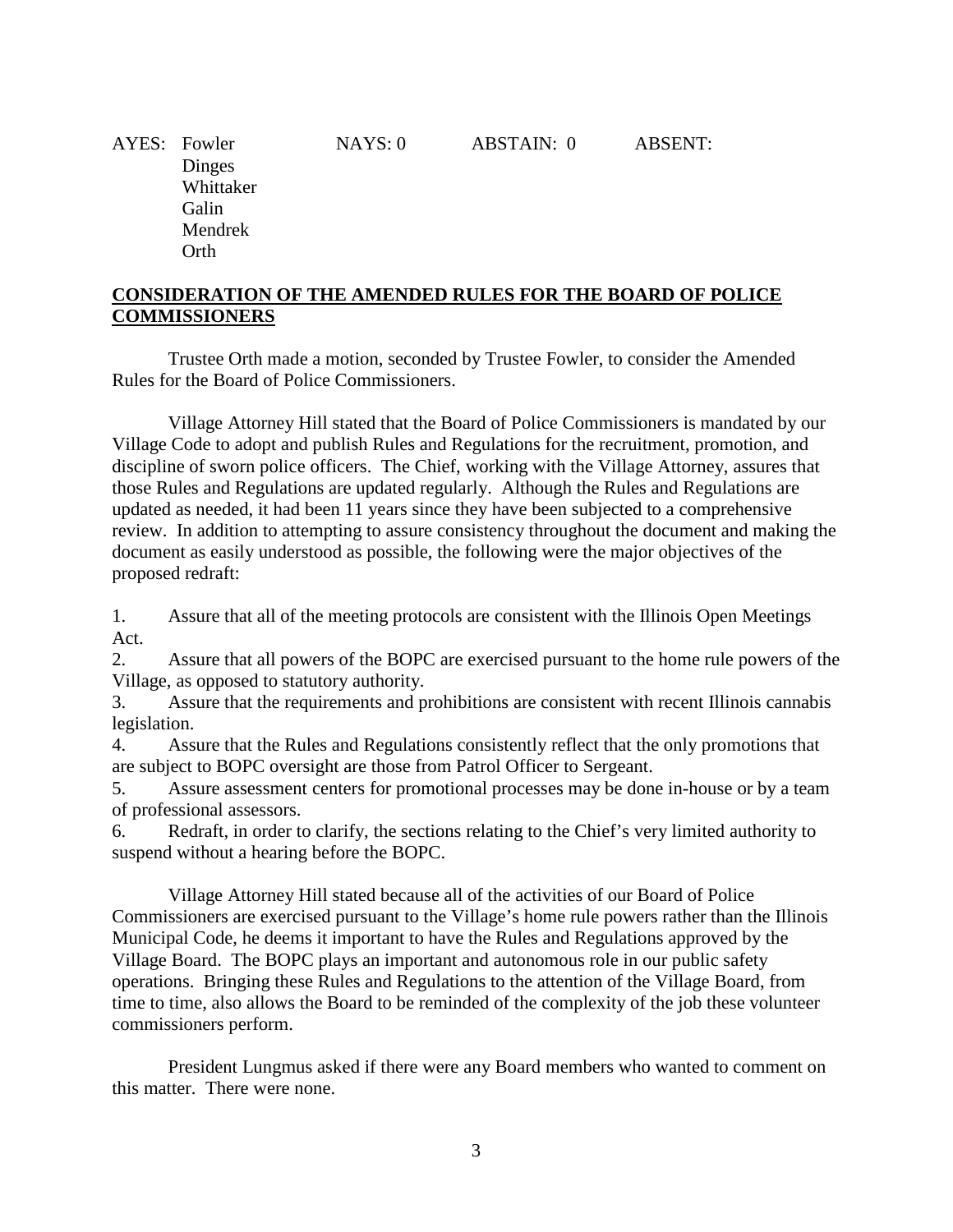| AYES: | NAYS: 0 | ABSTAIN: 0 | ABSENT: |
|---|---|---|---|
| Fowler | | | |
| Dinges | | | |
| Whittaker | | | |
| Galin | | | |
| Mendrek | | | |
| Orth | | | |

**CONSIDERATION OF THE AMENDED RULES FOR THE BOARD OF POLICE COMMISSIONERS**

Trustee Orth made a motion, seconded by Trustee Fowler, to consider the Amended Rules for the Board of Police Commissioners.

Village Attorney Hill stated that the Board of Police Commissioners is mandated by our Village Code to adopt and publish Rules and Regulations for the recruitment, promotion, and discipline of sworn police officers. The Chief, working with the Village Attorney, assures that those Rules and Regulations are updated regularly. Although the Rules and Regulations are updated as needed, it had been 11 years since they have been subjected to a comprehensive review. In addition to attempting to assure consistency throughout the document and making the document as easily understood as possible, the following were the major objectives of the proposed redraft:

1. Assure that all of the meeting protocols are consistent with the Illinois Open Meetings Act.
2. Assure that all powers of the BOPC are exercised pursuant to the home rule powers of the Village, as opposed to statutory authority.
3. Assure that the requirements and prohibitions are consistent with recent Illinois cannabis legislation.
4. Assure that the Rules and Regulations consistently reflect that the only promotions that are subject to BOPC oversight are those from Patrol Officer to Sergeant.
5. Assure assessment centers for promotional processes may be done in-house or by a team of professional assessors.
6. Redraft, in order to clarify, the sections relating to the Chief's very limited authority to suspend without a hearing before the BOPC.

Village Attorney Hill stated because all of the activities of our Board of Police Commissioners are exercised pursuant to the Village's home rule powers rather than the Illinois Municipal Code, he deems it important to have the Rules and Regulations approved by the Village Board. The BOPC plays an important and autonomous role in our public safety operations. Bringing these Rules and Regulations to the attention of the Village Board, from time to time, also allows the Board to be reminded of the complexity of the job these volunteer commissioners perform.

President Lungmus asked if there were any Board members who wanted to comment on this matter. There were none.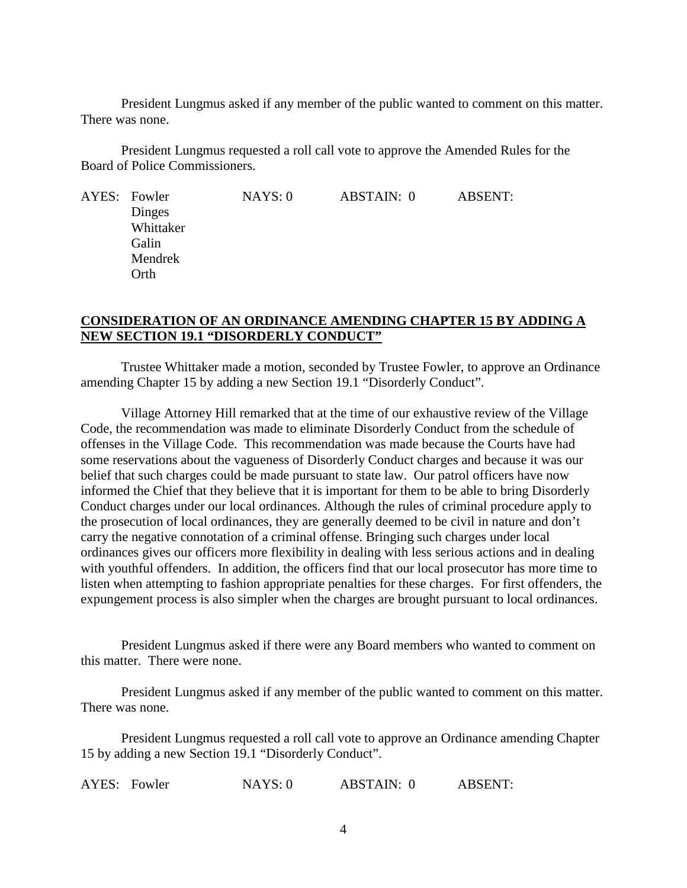President Lungmus asked if any member of the public wanted to comment on this matter. There was none.

President Lungmus requested a roll call vote to approve the Amended Rules for the Board of Police Commissioners.

| AYES: | NAYS: 0 | ABSTAIN: 0 | ABSENT: |
|---|---|---|---|
| Fowler | | | |
| Dinges | | | |
| Whittaker | | | |
| Galin | | | |
| Mendrek | | | |
| Orth | | | |

**CONSIDERATION OF AN ORDINANCE AMENDING CHAPTER 15 BY ADDING A NEW SECTION 19.1 "DISORDERLY CONDUCT"**

Trustee Whittaker made a motion, seconded by Trustee Fowler, to approve an Ordinance amending Chapter 15 by adding a new Section 19.1 "Disorderly Conduct".

Village Attorney Hill remarked that at the time of our exhaustive review of the Village Code, the recommendation was made to eliminate Disorderly Conduct from the schedule of offenses in the Village Code. This recommendation was made because the Courts have had some reservations about the vagueness of Disorderly Conduct charges and because it was our belief that such charges could be made pursuant to state law. Our patrol officers have now informed the Chief that they believe that it is important for them to be able to bring Disorderly Conduct charges under our local ordinances. Although the rules of criminal procedure apply to the prosecution of local ordinances, they are generally deemed to be civil in nature and don't carry the negative connotation of a criminal offense. Bringing such charges under local ordinances gives our officers more flexibility in dealing with less serious actions and in dealing with youthful offenders. In addition, the officers find that our local prosecutor has more time to listen when attempting to fashion appropriate penalties for these charges. For first offenders, the expungement process is also simpler when the charges are brought pursuant to local ordinances.

President Lungmus asked if there were any Board members who wanted to comment on this matter. There were none.

President Lungmus asked if any member of the public wanted to comment on this matter. There was none.

President Lungmus requested a roll call vote to approve an Ordinance amending Chapter 15 by adding a new Section 19.1 "Disorderly Conduct".

| AYES: | NAYS: 0 | ABSTAIN: 0 | ABSENT: |
|---|---|---|---|
| Fowler | | | |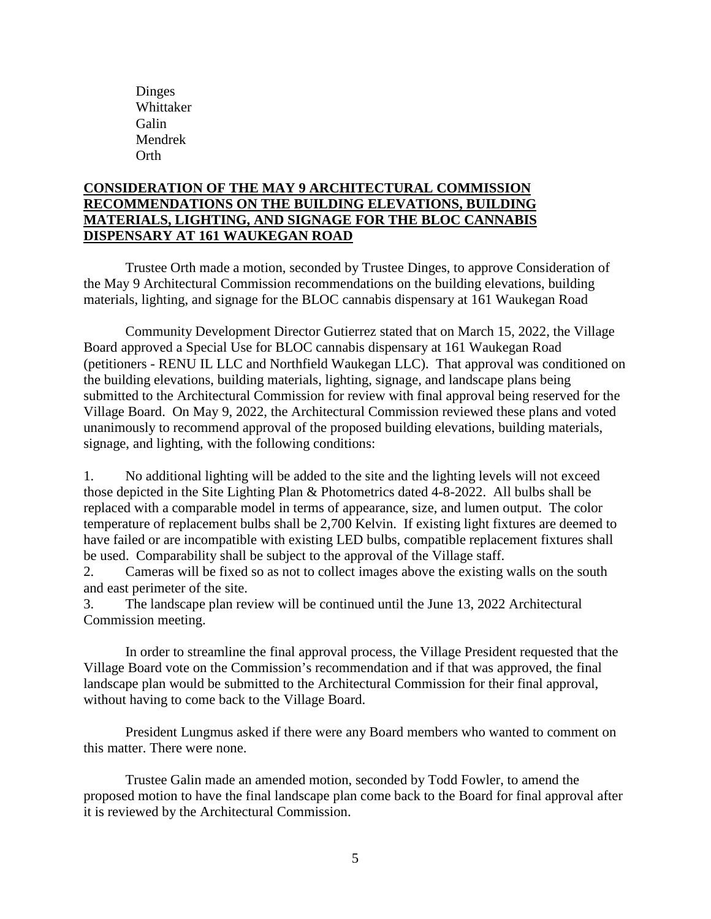Dinges
Whittaker
Galin
Mendrek
Orth

**CONSIDERATION OF THE MAY 9 ARCHITECTURAL COMMISSION RECOMMENDATIONS ON THE BUILDING ELEVATIONS, BUILDING MATERIALS, LIGHTING, AND SIGNAGE FOR THE BLOC CANNABIS DISPENSARY AT 161 WAUKEGAN ROAD**

Trustee Orth made a motion, seconded by Trustee Dinges, to approve Consideration of the May 9 Architectural Commission recommendations on the building elevations, building materials, lighting, and signage for the BLOC cannabis dispensary at 161 Waukegan Road

Community Development Director Gutierrez stated that on March 15, 2022, the Village Board approved a Special Use for BLOC cannabis dispensary at 161 Waukegan Road (petitioners - RENU IL LLC and Northfield Waukegan LLC). That approval was conditioned on the building elevations, building materials, lighting, signage, and landscape plans being submitted to the Architectural Commission for review with final approval being reserved for the Village Board. On May 9, 2022, the Architectural Commission reviewed these plans and voted unanimously to recommend approval of the proposed building elevations, building materials, signage, and lighting, with the following conditions:

1. No additional lighting will be added to the site and the lighting levels will not exceed those depicted in the Site Lighting Plan & Photometrics dated 4-8-2022. All bulbs shall be replaced with a comparable model in terms of appearance, size, and lumen output. The color temperature of replacement bulbs shall be 2,700 Kelvin. If existing light fixtures are deemed to have failed or are incompatible with existing LED bulbs, compatible replacement fixtures shall be used. Comparability shall be subject to the approval of the Village staff.
2. Cameras will be fixed so as not to collect images above the existing walls on the south and east perimeter of the site.
3. The landscape plan review will be continued until the June 13, 2022 Architectural Commission meeting.

In order to streamline the final approval process, the Village President requested that the Village Board vote on the Commission's recommendation and if that was approved, the final landscape plan would be submitted to the Architectural Commission for their final approval, without having to come back to the Village Board.

President Lungmus asked if there were any Board members who wanted to comment on this matter. There were none.

Trustee Galin made an amended motion, seconded by Todd Fowler, to amend the proposed motion to have the final landscape plan come back to the Board for final approval after it is reviewed by the Architectural Commission.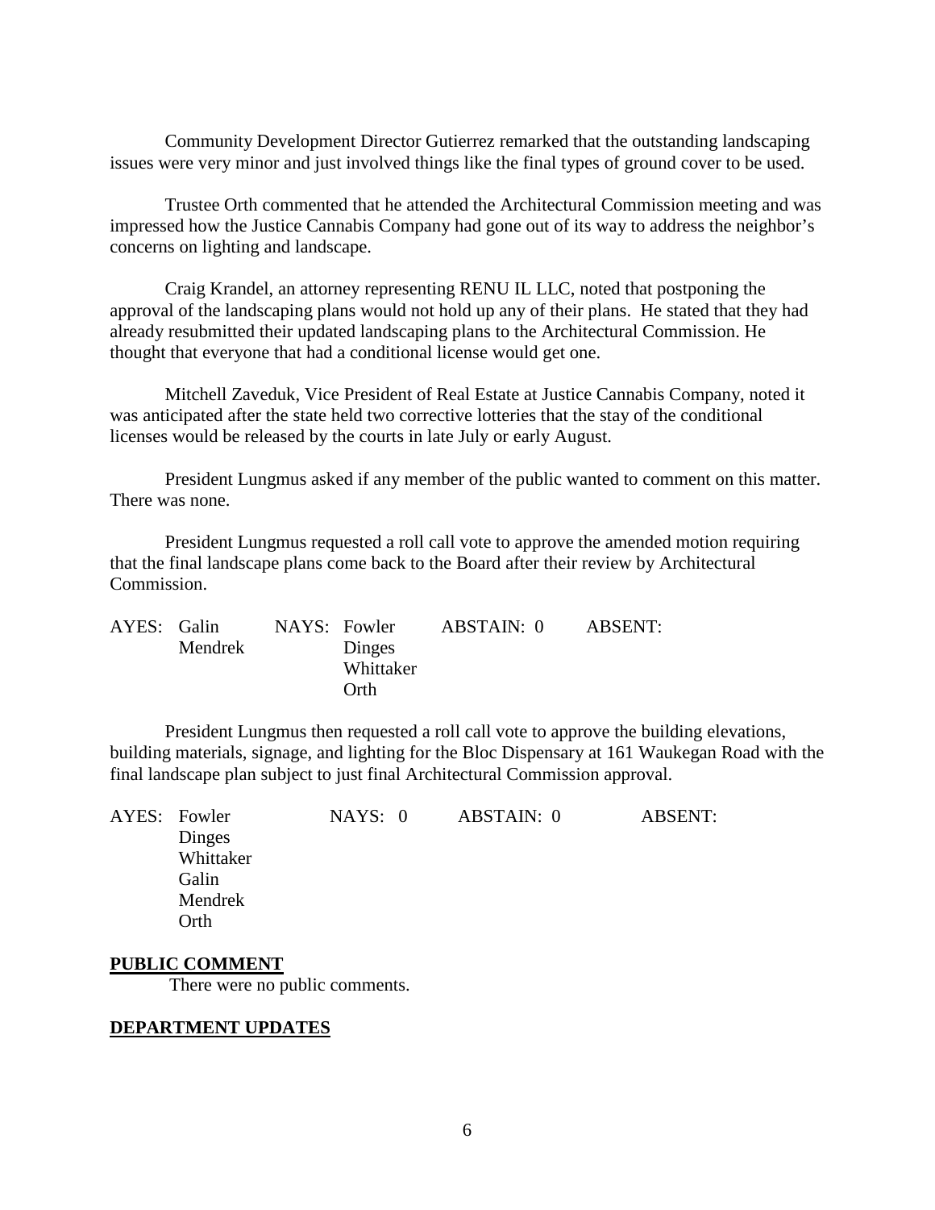Community Development Director Gutierrez remarked that the outstanding landscaping issues were very minor and just involved things like the final types of ground cover to be used.

Trustee Orth commented that he attended the Architectural Commission meeting and was impressed how the Justice Cannabis Company had gone out of its way to address the neighbor's concerns on lighting and landscape.

Craig Krandel, an attorney representing RENU IL LLC, noted that postponing the approval of the landscaping plans would not hold up any of their plans. He stated that they had already resubmitted their updated landscaping plans to the Architectural Commission. He thought that everyone that had a conditional license would get one.

Mitchell Zaveduk, Vice President of Real Estate at Justice Cannabis Company, noted it was anticipated after the state held two corrective lotteries that the stay of the conditional licenses would be released by the courts in late July or early August.

President Lungmus asked if any member of the public wanted to comment on this matter. There was none.

President Lungmus requested a roll call vote to approve the amended motion requiring that the final landscape plans come back to the Board after their review by Architectural Commission.

| AYES: | NAYS: | ABSTAIN: | ABSENT: |
|---|---|---|---|
| Galin | Fowler | 0 | |
| Mendrek | Dinges | | |
| | Whittaker | | |
| | Orth | | |

President Lungmus then requested a roll call vote to approve the building elevations, building materials, signage, and lighting for the Bloc Dispensary at 161 Waukegan Road with the final landscape plan subject to just final Architectural Commission approval.

| AYES: | NAYS: | ABSTAIN: | ABSENT: |
|---|---|---|---|
| Fowler | 0 | 0 | |
| Dinges | | | |
| Whittaker | | | |
| Galin | | | |
| Mendrek | | | |
| Orth | | | |

**PUBLIC COMMENT**

There were no public comments.

**DEPARTMENT UPDATES**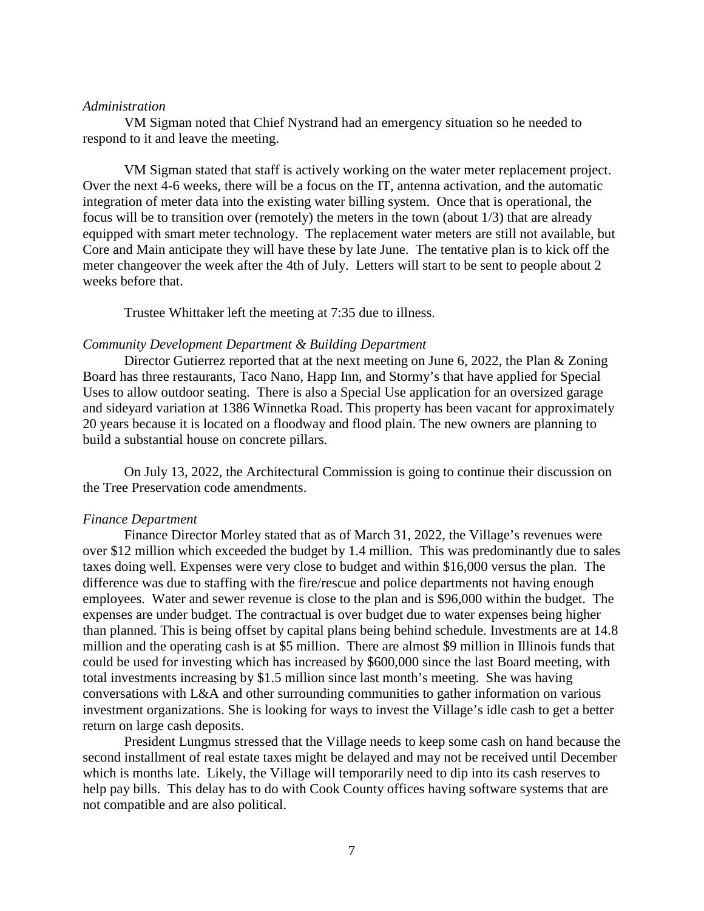*Administration*

VM Sigman noted that Chief Nystrand had an emergency situation so he needed to respond to it and leave the meeting.

VM Sigman stated that staff is actively working on the water meter replacement project. Over the next 4-6 weeks, there will be a focus on the IT, antenna activation, and the automatic integration of meter data into the existing water billing system. Once that is operational, the focus will be to transition over (remotely) the meters in the town (about 1/3) that are already equipped with smart meter technology. The replacement water meters are still not available, but Core and Main anticipate they will have these by late June. The tentative plan is to kick off the meter changeover the week after the 4th of July. Letters will start to be sent to people about 2 weeks before that.

Trustee Whittaker left the meeting at 7:35 due to illness.

*Community Development Department & Building Department*

Director Gutierrez reported that at the next meeting on June 6, 2022, the Plan & Zoning Board has three restaurants, Taco Nano, Happ Inn, and Stormy's that have applied for Special Uses to allow outdoor seating. There is also a Special Use application for an oversized garage and sideyard variation at 1386 Winnetka Road. This property has been vacant for approximately 20 years because it is located on a floodway and flood plain. The new owners are planning to build a substantial house on concrete pillars.

On July 13, 2022, the Architectural Commission is going to continue their discussion on the Tree Preservation code amendments.

*Finance Department*

Finance Director Morley stated that as of March 31, 2022, the Village's revenues were over $12 million which exceeded the budget by 1.4 million. This was predominantly due to sales taxes doing well. Expenses were very close to budget and within $16,000 versus the plan. The difference was due to staffing with the fire/rescue and police departments not having enough employees. Water and sewer revenue is close to the plan and is $96,000 within the budget. The expenses are under budget. The contractual is over budget due to water expenses being higher than planned. This is being offset by capital plans being behind schedule. Investments are at 14.8 million and the operating cash is at $5 million. There are almost $9 million in Illinois funds that could be used for investing which has increased by $600,000 since the last Board meeting, with total investments increasing by $1.5 million since last month's meeting. She was having conversations with L&A and other surrounding communities to gather information on various investment organizations. She is looking for ways to invest the Village's idle cash to get a better return on large cash deposits.

President Lungmus stressed that the Village needs to keep some cash on hand because the second installment of real estate taxes might be delayed and may not be received until December which is months late. Likely, the Village will temporarily need to dip into its cash reserves to help pay bills. This delay has to do with Cook County offices having software systems that are not compatible and are also political.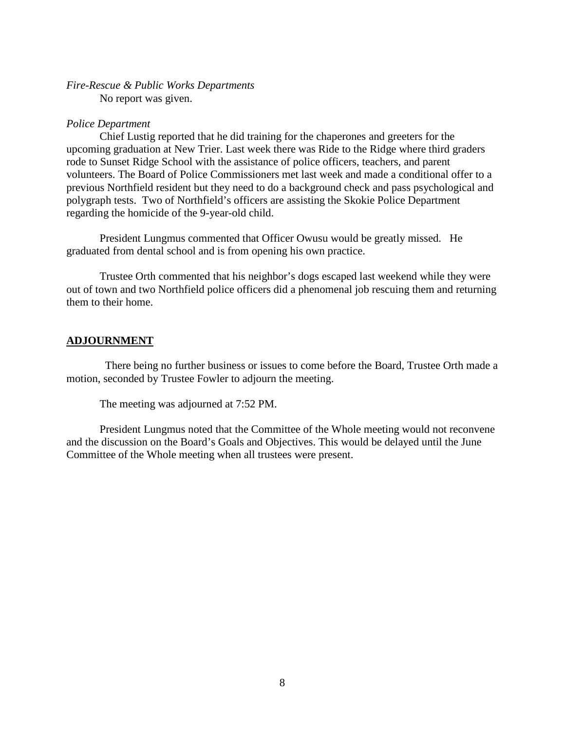*Fire-Rescue & Public Works Departments*

No report was given.

*Police Department*

Chief Lustig reported that he did training for the chaperones and greeters for the upcoming graduation at New Trier. Last week there was Ride to the Ridge where third graders rode to Sunset Ridge School with the assistance of police officers, teachers, and parent volunteers. The Board of Police Commissioners met last week and made a conditional offer to a previous Northfield resident but they need to do a background check and pass psychological and polygraph tests. Two of Northfield's officers are assisting the Skokie Police Department regarding the homicide of the 9-year-old child.

President Lungmus commented that Officer Owusu would be greatly missed. He graduated from dental school and is from opening his own practice.

Trustee Orth commented that his neighbor's dogs escaped last weekend while they were out of town and two Northfield police officers did a phenomenal job rescuing them and returning them to their home.

## **ADJOURNMENT**

There being no further business or issues to come before the Board, Trustee Orth made a motion, seconded by Trustee Fowler to adjourn the meeting.

The meeting was adjourned at 7:52 PM.

President Lungmus noted that the Committee of the Whole meeting would not reconvene and the discussion on the Board's Goals and Objectives. This would be delayed until the June Committee of the Whole meeting when all trustees were present.